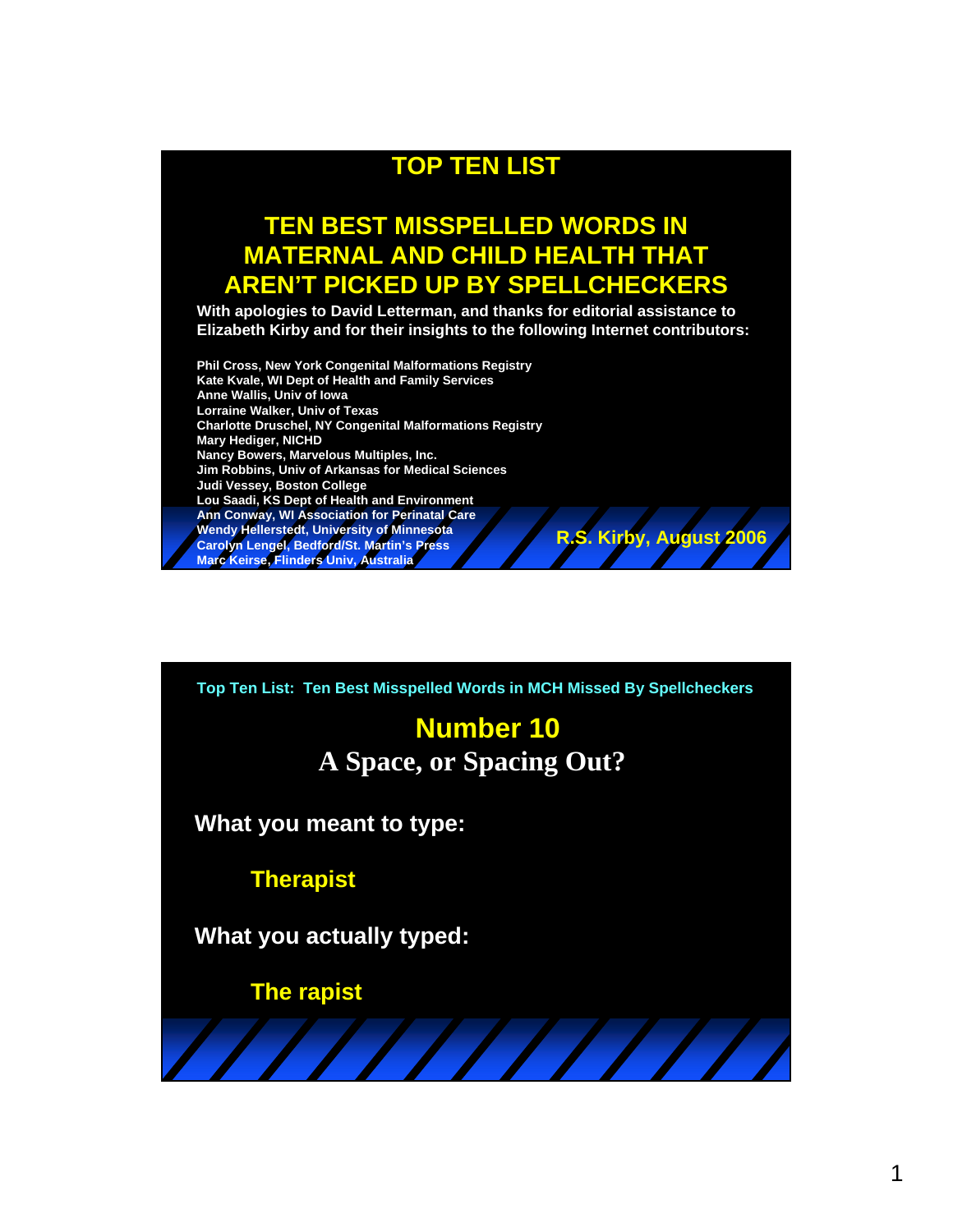# TOP TEN LIST

## TEN BEST MISSPELLED WORDS IN MATERNAL AND CHILD HEALTH THAT AREN'T PICKED UP BY SPELLCHECKERS

**With apologies to David Letterman, and thanks for editorial assistance to Elizabeth Kirby and for their insights to the following Internet contributors:**

Phil Cross, New York Congenital Malformations Registry
Kate Kvale, WI Dept of Health and Family Services
Anne Wallis, Univ of Iowa
Lorraine Walker, Univ of Texas
Charlotte Druschel, NY Congenital Malformations Registry
Mary Hediger, NICHD
Nancy Bowers, Marvelous Multiples, Inc.
Jim Robbins, Univ of Arkansas for Medical Sciences
Judi Vessey, Boston College
Lou Saadi, KS Dept of Health and Environment
Ann Conway, WI Association for Perinatal Care
Wendy Hellerstedt, University of Minnesota
Carolyn Lengel, Bedford/St. Martin's Press
Marc Keirse, Flinders Univ, Australia

R.S. Kirby, August 2006

---

Top Ten List: Ten Best Misspelled Words in MCH Missed By Spellcheckers

## Number 10
### A Space, or Spacing Out?

**What you meant to type:**

**Therapist**

**What you actually typed:**

**The rapist**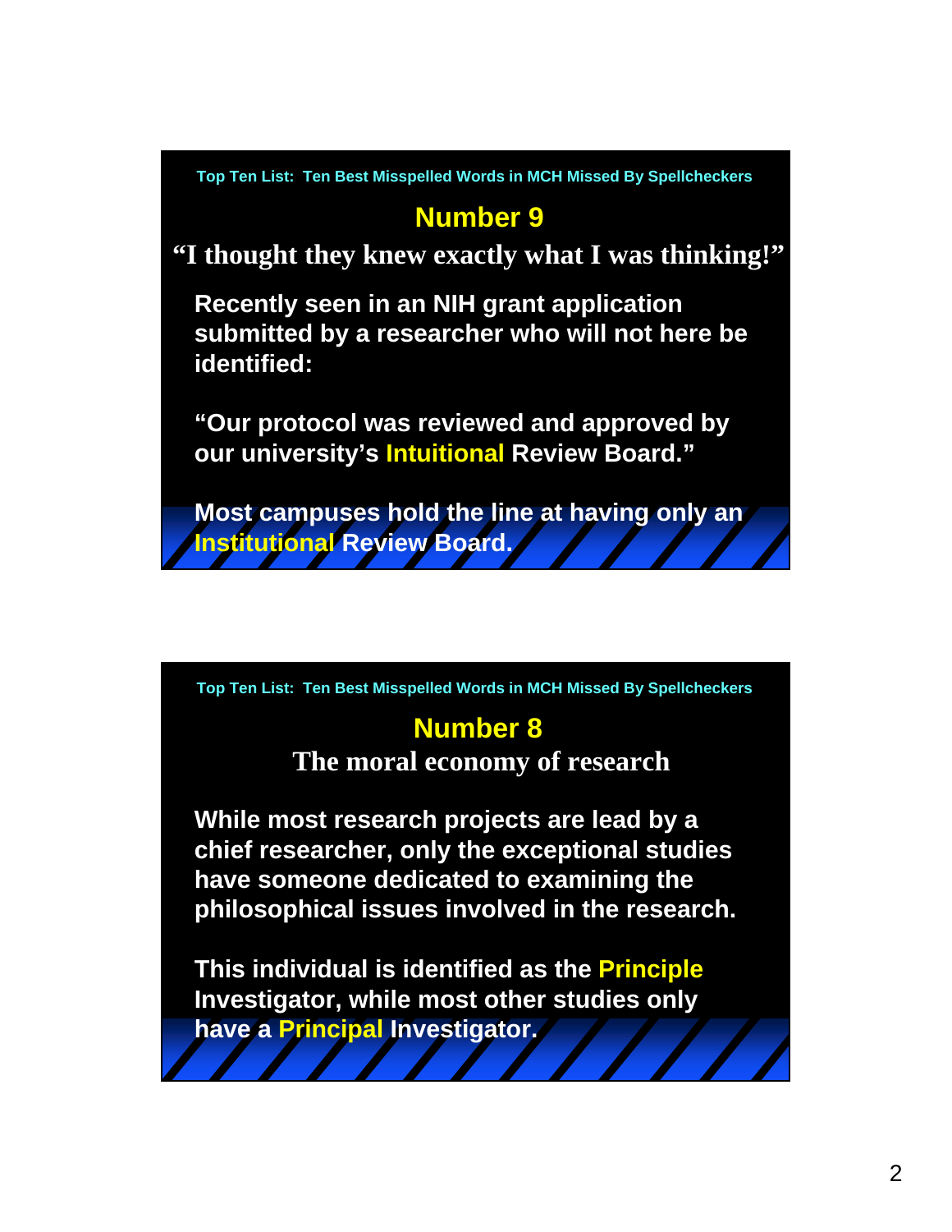Top Ten List: Ten Best Misspelled Words in MCH Missed By Spellcheckers

## Number 9

**"I thought they knew exactly what I was thinking!"**

Recently seen in an NIH grant application submitted by a researcher who will not here be identified:

"Our protocol was reviewed and approved by our university's Intuitional Review Board."

Most campuses hold the line at having only an Institutional Review Board.

Top Ten List: Ten Best Misspelled Words in MCH Missed By Spellcheckers

## Number 8

**The moral economy of research**

While most research projects are lead by a chief researcher, only the exceptional studies have someone dedicated to examining the philosophical issues involved in the research.

This individual is identified as the Principle Investigator, while most other studies only have a Principal Investigator.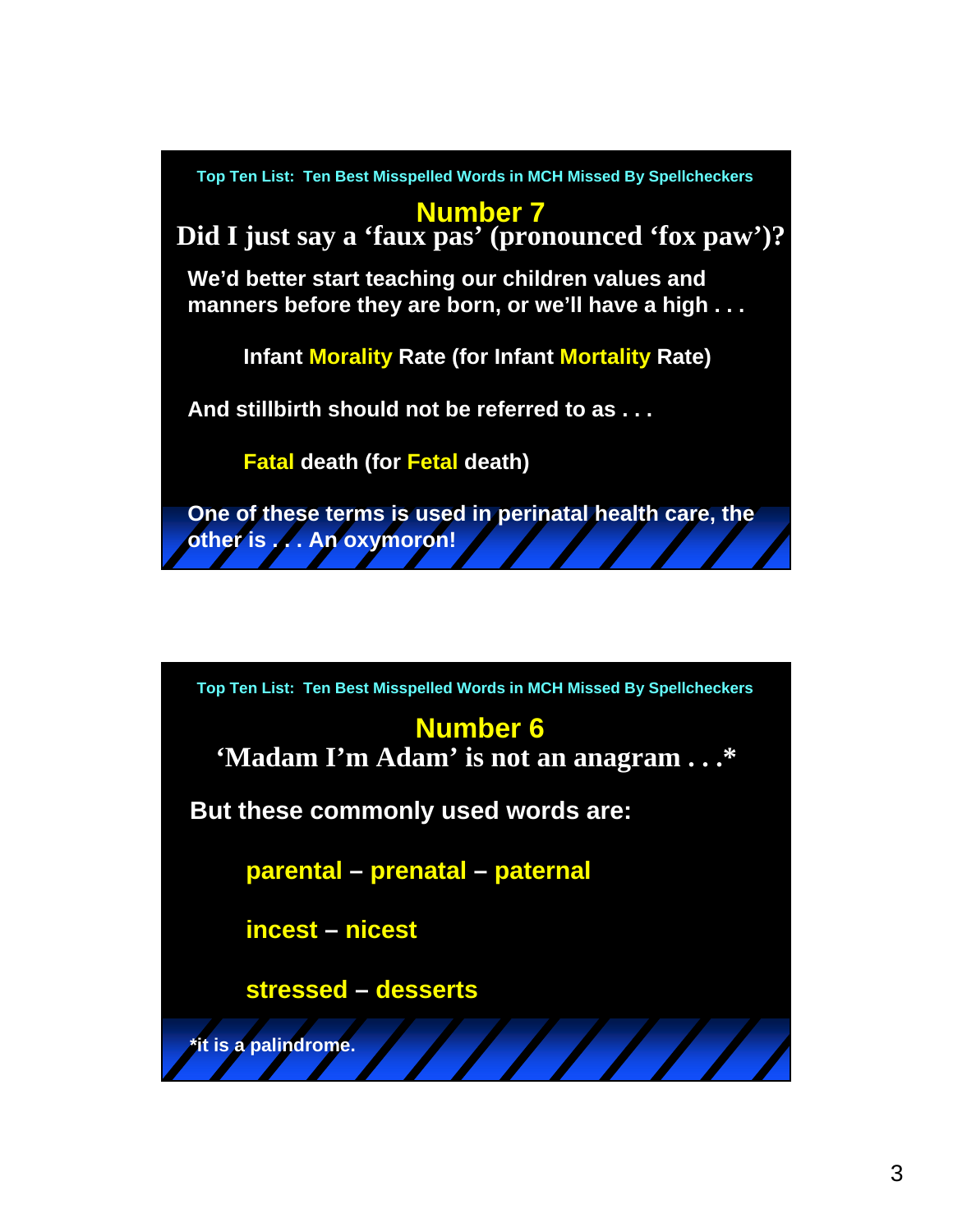Top Ten List: Ten Best Misspelled Words in MCH Missed By Spellcheckers

## Number 7

### Did I just say a ‘faux pas’ (pronounced ‘fox paw’)?

We’d better start teaching our children values and manners before they are born, or we’ll have a high . . .

Infant **Morality** Rate (for Infant **Mortality** Rate)

And stillbirth should not be referred to as . . .

**Fatal** death (for **Fetal** death)

One of these terms is used in perinatal health care, the other is . . . An oxymoron!

Top Ten List: Ten Best Misspelled Words in MCH Missed By Spellcheckers

## Number 6

### ‘Madam I’m Adam’ is not an anagram . . .*

But these commonly used words are:

parental – prenatal – paternal

incest – nicest

stressed – desserts

*it is a palindrome.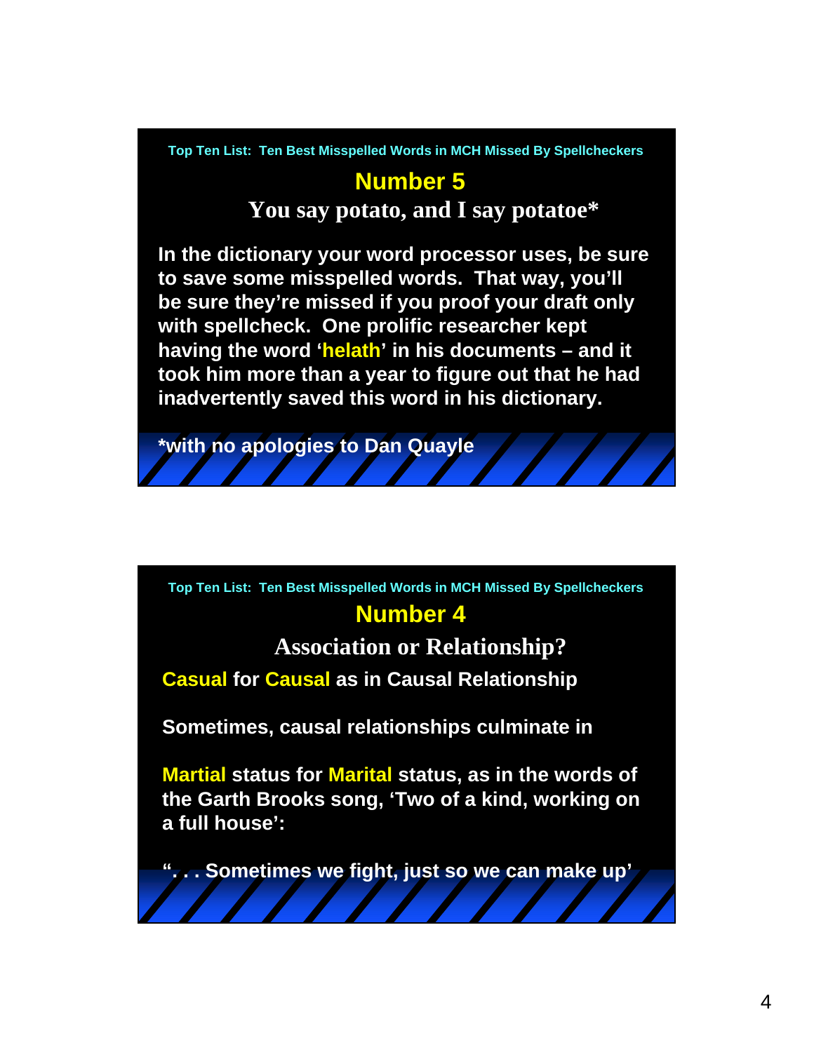Top Ten List: Ten Best Misspelled Words in MCH Missed By Spellcheckers

## Number 5

### You say potato, and I say potatoe*

In the dictionary your word processor uses, be sure to save some misspelled words. That way, you'll be sure they're missed if you proof your draft only with spellcheck. One prolific researcher kept having the word 'helath' in his documents – and it took him more than a year to figure out that he had inadvertently saved this word in his dictionary.

*with no apologies to Dan Quayle

Top Ten List: Ten Best Misspelled Words in MCH Missed By Spellcheckers

## Number 4

### Association or Relationship?

Casual for Causal as in Causal Relationship

Sometimes, causal relationships culminate in

Martial status for Marital status, as in the words of the Garth Brooks song, 'Two of a kind, working on a full house':

". . . Sometimes we fight, just so we can make up'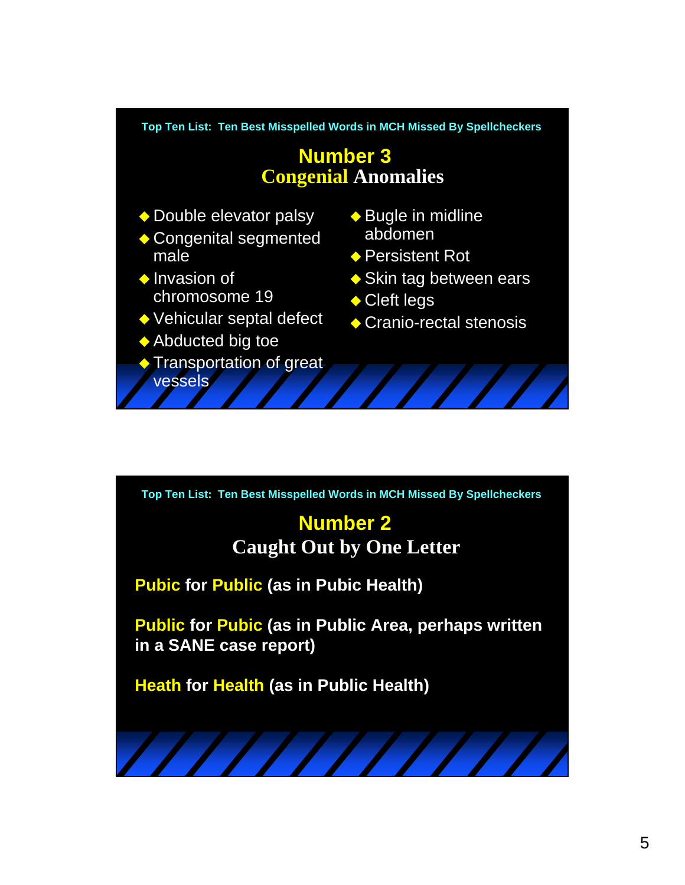Top Ten List: Ten Best Misspelled Words in MCH Missed By Spellcheckers

## Number 3
## Congenial Anomalies

- Double elevator palsy
- Congenital segmented male
- Invasion of chromosome 19
- Vehicular septal defect
- Abducted big toe
- Transportation of great vessels
- Bugle in midline abdomen
- Persistent Rot
- Skin tag between ears
- Cleft legs
- Cranio-rectal stenosis

Top Ten List: Ten Best Misspelled Words in MCH Missed By Spellcheckers

## Number 2
## Caught Out by One Letter

**Pubic for Public (as in Pubic Health)**

**Public for Pubic (as in Public Area, perhaps written in a SANE case report)**

**Heath for Health (as in Public Health)**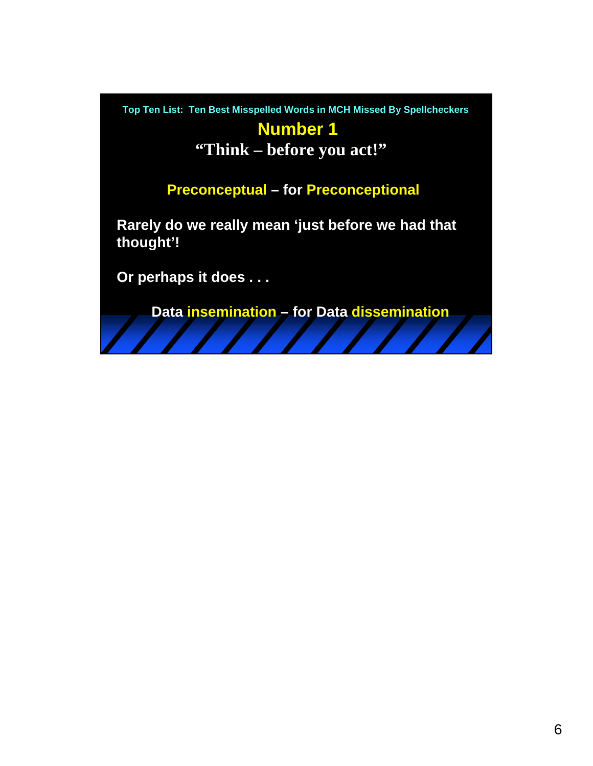Top Ten List: Ten Best Misspelled Words in MCH Missed By Spellcheckers

## Number 1

**“Think – before you act!”**

**Preconceptual – for Preconceptional**

**Rarely do we really mean ‘just before we had that thought’!**

**Or perhaps it does . . .**

**Data insemination – for Data dissemination**